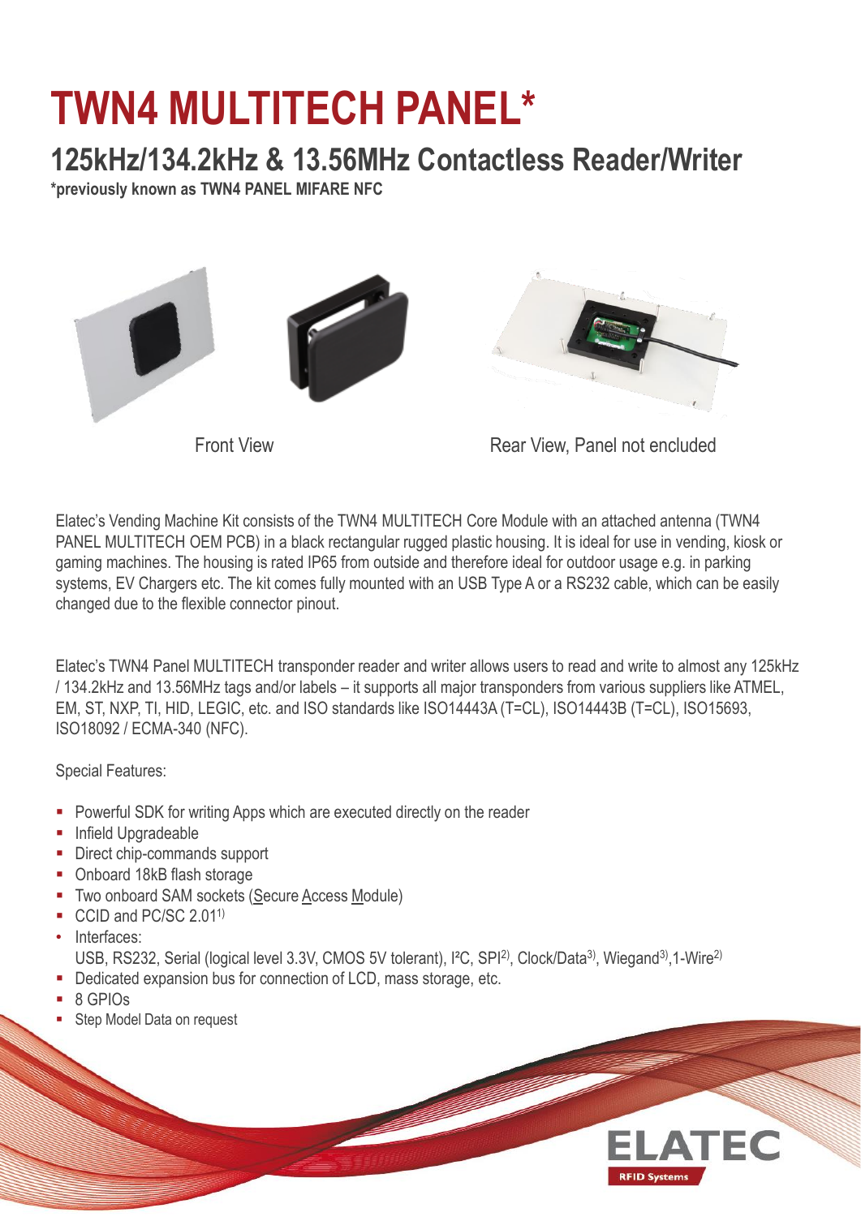# TWN4 MULTITECH PANEL*

## 125kHz/134.2kHz & 13.56MHz Contactless Reader/Writer

**\*previously known as TWN4 PANEL MIFARE NFC**

Front View

Rear View, Panel not encluded

Elatec's Vending Machine Kit consists of the TWN4 MULTITECH Core Module with an attached antenna (TWN4 PANEL MULTITECH OEM PCB) in a black rectangular rugged plastic housing. It is ideal for use in vending, kiosk or gaming machines. The housing is rated IP65 from outside and therefore ideal for outdoor usage e.g. in parking systems, EV Chargers etc. The kit comes fully mounted with an USB Type A or a RS232 cable, which can be easily changed due to the flexible connector pinout.

Elatec's TWN4 Panel MULTITECH transponder reader and writer allows users to read and write to almost any 125kHz / 134.2kHz and 13.56MHz tags and/or labels – it supports all major transponders from various suppliers like ATMEL, EM, ST, NXP, TI, HID, LEGIC, etc. and ISO standards like ISO14443A (T=CL), ISO14443B (T=CL), ISO15693, ISO18092 / ECMA-340 (NFC).

Special Features:

- Powerful SDK for writing Apps which are executed directly on the reader
- Infield Upgradeable
- Direct chip-commands support
- Onboard 18kB flash storage
- Two onboard SAM sockets (Secure Access Module)
- CCID and PC/SC 2.01[1)]
- Interfaces:
  USB, RS232, Serial (logical level 3.3V, CMOS 5V tolerant), I²C, SPI[2)], Clock/Data[3)], Wiegand[3)],1-Wire[2)]
- Dedicated expansion bus for connection of LCD, mass storage, etc.
- 8 GPIOs
- Step Model Data on request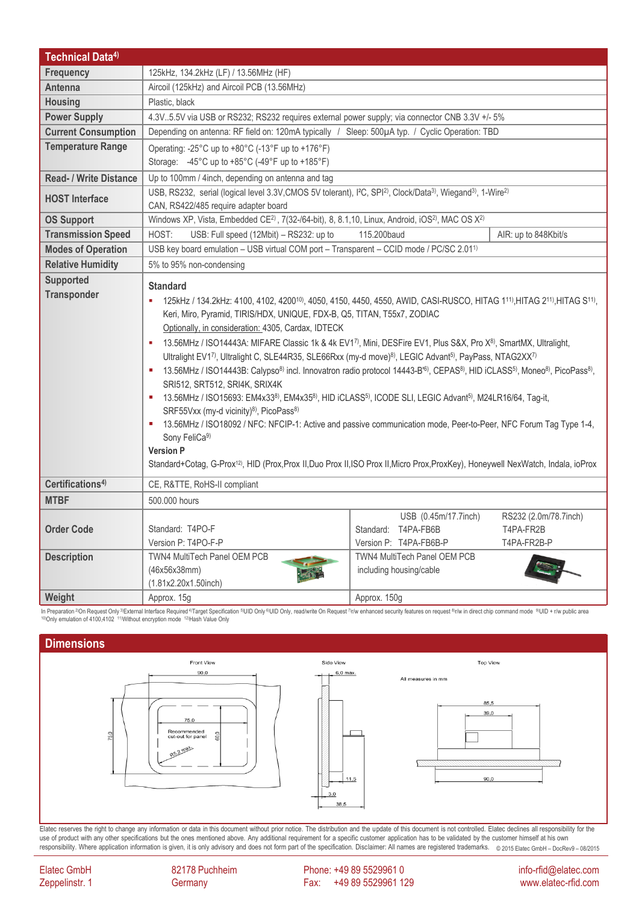## Technical Data[4]

| | | | |
|---|---|---|---|
| **Frequency** | 125kHz, 134.2kHz (LF) / 13.56MHz (HF) | | |
| **Antenna** | Aircoil (125kHz) and Aircoil PCB (13.56MHz) | | |
| **Housing** | Plastic, black | | |
| **Power Supply** | 4.3V..5.5V via USB or RS232; RS232 requires external power supply; via connector CNB 3.3V +/- 5% | | |
| **Current Consumption** | Depending on antenna: RF field on: 120mA typically / Sleep: 500µA typ. / Cyclic Operation: TBD | | |
| **Temperature Range** | Operating: -25°C up to +80°C (-13°F up to +176°F)<br>Storage: -45°C up to +85°C (-49°F up to +185°F) | | |
| **Read- / Write Distance** | Up to 100mm / 4inch, depending on antenna and tag | | |
| **HOST Interface** | USB, RS232, serial (logical level 3.3V,CMOS 5V tolerant), I²C, SPI[2], Clock/Data[3], Wiegand[3], 1-Wire[2]<br>CAN, RS422/485 require adapter board | | |
| **OS Support** | Windows XP, Vista, Embedded CE[2], 7(32-/64-bit), 8, 8.1,10, Linux, Android, iOS[2], MAC OS X[2] | | |
| **Transmission Speed** | HOST: USB: Full speed (12Mbit) – RS232: up to 115.200baud | | AIR: up to 848Kbit/s |
| **Modes of Operation** | USB key board emulation – USB virtual COM port – Transparent – CCID mode / PC/SC 2.01[1] | | |
| **Relative Humidity** | 5% to 95% non-condensing | | |
| **Supported Transponder** | **Standard**<br>▪ 125kHz / 134.2kHz: 4100, 4102, 4200[10], 4050, 4150, 4450, 4550, AWID, CASI-RUSCO, HITAG 1[11],HITAG 2[11],HITAG S[11], Keri, Miro, Pyramid, TIRIS/HDX, UNIQUE, FDX-B, Q5, TITAN, T55x7, ZODIAC<br><u>Optionally, in consideration:</u> 4305, Cardax, IDTECK<br>▪ 13.56MHz / ISO14443A: MIFARE Classic 1k & 4k EV1[7], Mini, DESFire EV1, Plus S&X, Pro X[8], SmartMX, Ultralight, Ultralight EV1[7], Ultralight C, SLE44R35, SLE66Rxx (my-d move)[8], LEGIC Advant[5], PayPass, NTAG2XX[7]<br>▪ 13.56MHz / ISO14443B: Calypso[8] incl. Innovatron radio protocol 14443-B'[6], CEPAS[8], HID iCLASS[5], Moneo[8], PicoPass[8], SRI512, SRT512, SRI4K, SRIX4K<br>▪ 13.56MHz / ISO15693: EM4x33[8], EM4x35[8], HID iCLASS[5], ICODE SLI, LEGIC Advant[5], M24LR16/64, Tag-it, SRF55Vxx (my-d vicinity)[8], PicoPass[8]<br>▪ 13.56MHz / ISO18092 / NFC: NFCIP-1: Active and passive communication mode, Peer-to-Peer, NFC Forum Tag Type 1-4, Sony FeliCa[9]<br>**Version P**<br>Standard+Cotag, G-Prox[12], HID (Prox,Prox II,Duo Prox II,ISO Prox II,Micro Prox,ProxKey), Honeywell NexWatch, Indala, ioProx | | |
| **Certifications[4]** | CE, R&TTE, RoHS-II compliant | | |
| **MTBF** | 500.000 hours | | |
| **Order Code** | Standard: T4PO-F<br>Version P: T4PO-F-P | USB (0.45m/17.7inch)<br>Standard: T4PA-FB6B<br>Version P: T4PA-FB6B-P | RS232 (2.0m/78.7inch)<br>T4PA-FR2B<br>T4PA-FR2B-P |
| **Description** | TWN4 MultiTech Panel OEM PCB<br>(46x56x38mm)<br>(1.81x2.20x1.50inch) | TWN4 MultiTech Panel OEM PCB including housing/cable | |
| **Weight** | Approx. 15g | Approx. 150g | |

In Preparation [2]On Request Only [3]External Interface Required [4]Target Specification [5]UID Only [6]UID Only, read/write On Request [7]r/w enhanced security features on request [8]r/w in direct chip command mode [9]UID + r/w public area [10]Only emulation of 4100,4102 [11]Without encryption mode [12]Hash Value Only

## Dimensions

Front View
90,0
75,0
60,0
75,0
Recommended cut-out for panel
R5,2 max.

Side View
6,0 max.
11,5
3,0
38,5

Top View
All measures in mm
85,5
39,0
90,0

Elatec reserves the right to change any information or data in this document without prior notice. The distribution and the update of this document is not controlled. Elatec declines all responsibility for the use of product with any other specifications but the ones mentioned above. Any additional requirement for a specific customer application has to be validated by the customer himself at his own responsibility. Where application information is given, it is only advisory and does not form part of the specification. Disclaimer: All names are registered trademarks. © 2015 Elatec GmbH – DocRev9 – 08/2015

Elatec GmbH
Zeppelinstr. 1

82178 Puchheim
Germany

Phone: +49 89 5529961 0
Fax: +49 89 5529961 129

info-rfid@elatec.com
www.elatec-rfid.com